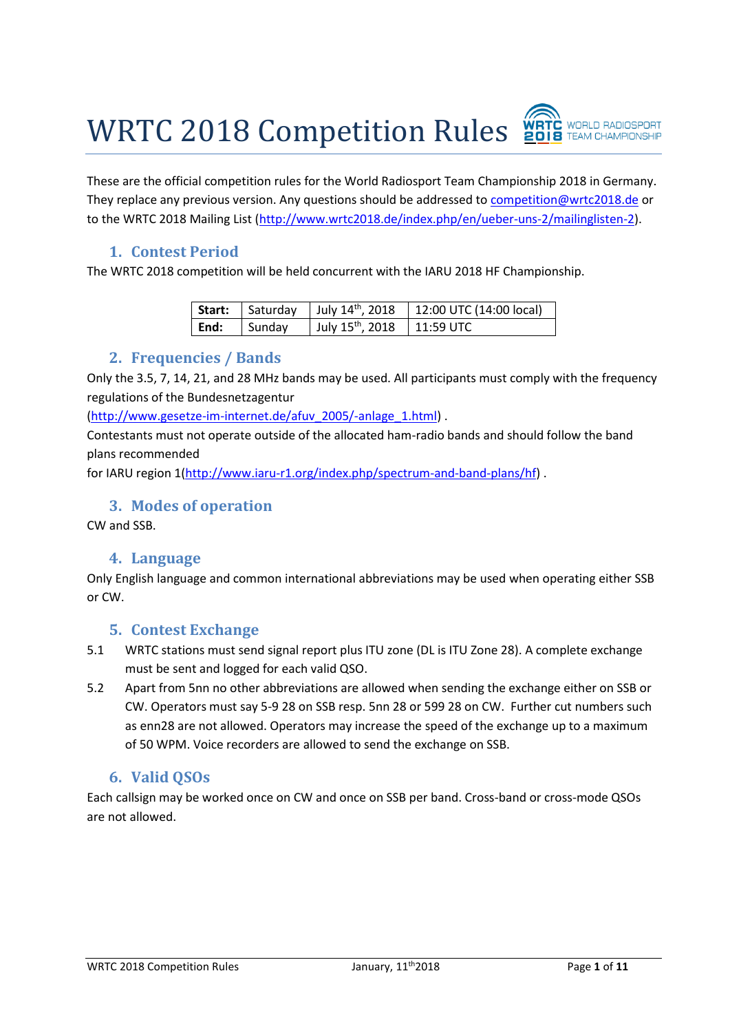# WRTC 2018 Competition Rules

These are the official competition rules for the World Radiosport Team Championship 2018 in Germany. They replace any previous version. Any questions should be addressed to competition@wrtc2018.de or to the WRTC 2018 Mailing List (http://www.wrtc2018.de/index.php/en/ueber-uns-2/mailinglisten-2).

## 1. Contest Period

The WRTC 2018 competition will be held concurrent with the IARU 2018 HF Championship.

| | | | |
|---|---|---|---|
| **Start:** | Saturday | July 14th, 2018 | 12:00 UTC (14:00 local) |
| **End:** | Sunday | July 15th, 2018 | 11:59 UTC |

## 2. Frequencies / Bands

Only the 3.5, 7, 14, 21, and 28 MHz bands may be used. All participants must comply with the frequency regulations of the Bundesnetzagentur (http://www.gesetze-im-internet.de/afuv_2005/-anlage_1.html) .

Contestants must not operate outside of the allocated ham-radio bands and should follow the band plans recommended for IARU region 1(http://www.iaru-r1.org/index.php/spectrum-and-band-plans/hf) .

## 3. Modes of operation

CW and SSB.

## 4. Language

Only English language and common international abbreviations may be used when operating either SSB or CW.

## 5. Contest Exchange

5.1 WRTC stations must send signal report plus ITU zone (DL is ITU Zone 28). A complete exchange must be sent and logged for each valid QSO.

5.2 Apart from 5nn no other abbreviations are allowed when sending the exchange either on SSB or CW. Operators must say 5-9 28 on SSB resp. 5nn 28 or 599 28 on CW. Further cut numbers such as enn28 are not allowed. Operators may increase the speed of the exchange up to a maximum of 50 WPM. Voice recorders are allowed to send the exchange on SSB.

## 6. Valid QSOs

Each callsign may be worked once on CW and once on SSB per band. Cross-band or cross-mode QSOs are not allowed.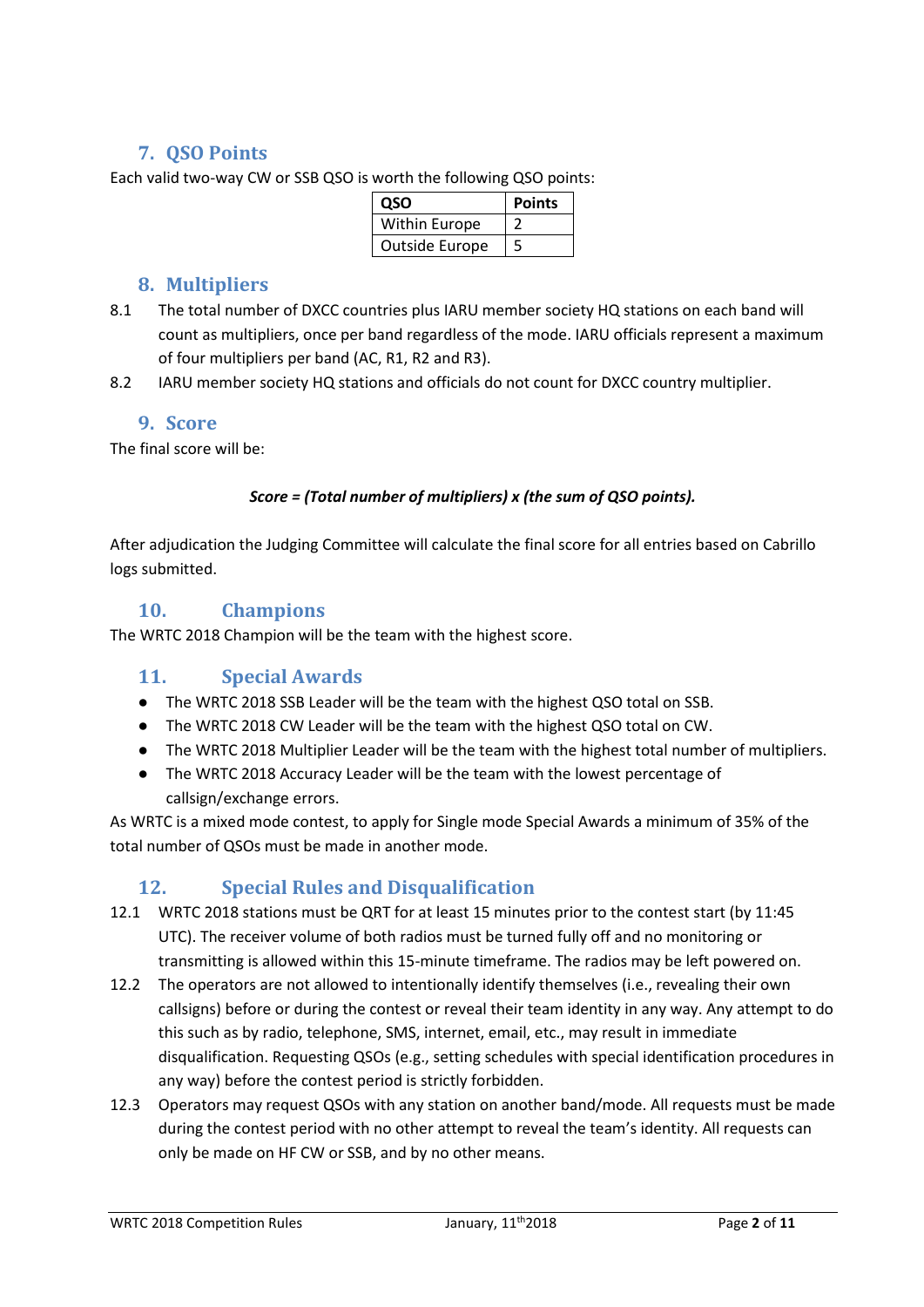## 7. QSO Points

Each valid two-way CW or SSB QSO is worth the following QSO points:

| QSO | Points |
|---|---|
| Within Europe | 2 |
| Outside Europe | 5 |

## 8. Multipliers

8.1 The total number of DXCC countries plus IARU member society HQ stations on each band will count as multipliers, once per band regardless of the mode. IARU officials represent a maximum of four multipliers per band (AC, R1, R2 and R3).

8.2 IARU member society HQ stations and officials do not count for DXCC country multiplier.

## 9. Score

The final score will be:

***Score = (Total number of multipliers) x (the sum of QSO points).***

After adjudication the Judging Committee will calculate the final score for all entries based on Cabrillo logs submitted.

## 10. Champions

The WRTC 2018 Champion will be the team with the highest score.

## 11. Special Awards

- The WRTC 2018 SSB Leader will be the team with the highest QSO total on SSB.
- The WRTC 2018 CW Leader will be the team with the highest QSO total on CW.
- The WRTC 2018 Multiplier Leader will be the team with the highest total number of multipliers.
- The WRTC 2018 Accuracy Leader will be the team with the lowest percentage of callsign/exchange errors.

As WRTC is a mixed mode contest, to apply for Single mode Special Awards a minimum of 35% of the total number of QSOs must be made in another mode.

## 12. Special Rules and Disqualification

12.1 WRTC 2018 stations must be QRT for at least 15 minutes prior to the contest start (by 11:45 UTC). The receiver volume of both radios must be turned fully off and no monitoring or transmitting is allowed within this 15-minute timeframe. The radios may be left powered on.

12.2 The operators are not allowed to intentionally identify themselves (i.e., revealing their own callsigns) before or during the contest or reveal their team identity in any way. Any attempt to do this such as by radio, telephone, SMS, internet, email, etc., may result in immediate disqualification. Requesting QSOs (e.g., setting schedules with special identification procedures in any way) before the contest period is strictly forbidden.

12.3 Operators may request QSOs with any station on another band/mode. All requests must be made during the contest period with no other attempt to reveal the team's identity. All requests can only be made on HF CW or SSB, and by no other means.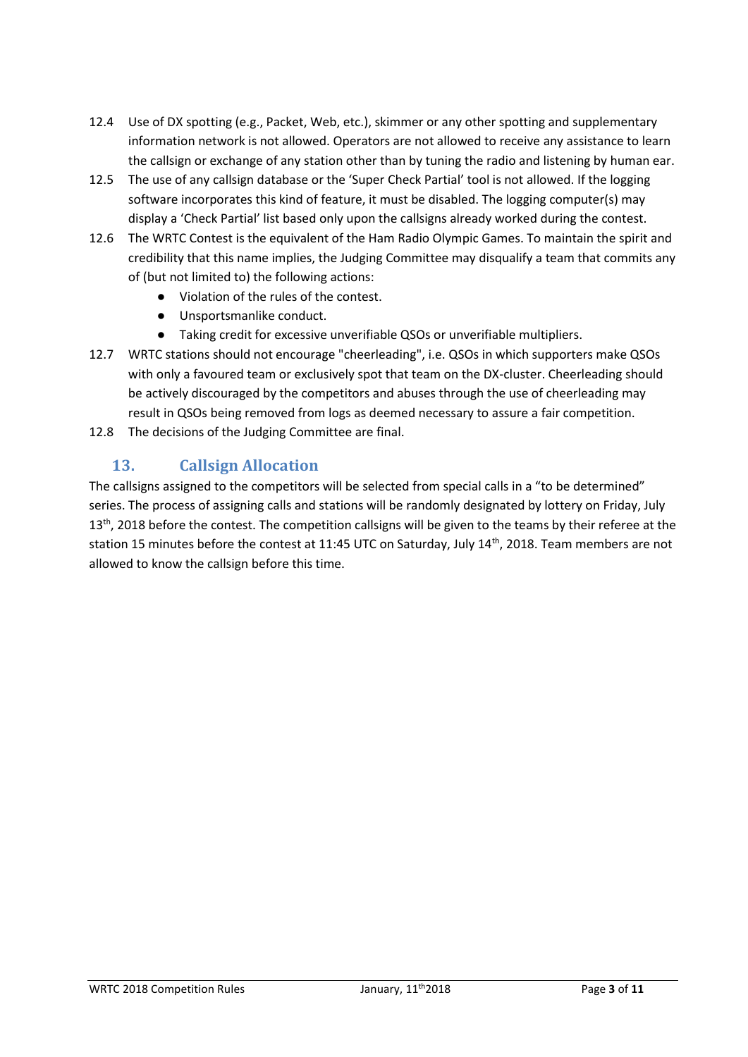12.4 Use of DX spotting (e.g., Packet, Web, etc.), skimmer or any other spotting and supplementary information network is not allowed. Operators are not allowed to receive any assistance to learn the callsign or exchange of any station other than by tuning the radio and listening by human ear.

12.5 The use of any callsign database or the 'Super Check Partial' tool is not allowed. If the logging software incorporates this kind of feature, it must be disabled. The logging computer(s) may display a 'Check Partial' list based only upon the callsigns already worked during the contest.

12.6 The WRTC Contest is the equivalent of the Ham Radio Olympic Games. To maintain the spirit and credibility that this name implies, the Judging Committee may disqualify a team that commits any of (but not limited to) the following actions:

- Violation of the rules of the contest.
- Unsportsmanlike conduct.
- Taking credit for excessive unverifiable QSOs or unverifiable multipliers.

12.7 WRTC stations should not encourage "cheerleading", i.e. QSOs in which supporters make QSOs with only a favoured team or exclusively spot that team on the DX-cluster. Cheerleading should be actively discouraged by the competitors and abuses through the use of cheerleading may result in QSOs being removed from logs as deemed necessary to assure a fair competition.

12.8 The decisions of the Judging Committee are final.

## 13. Callsign Allocation

The callsigns assigned to the competitors will be selected from special calls in a "to be determined" series. The process of assigning calls and stations will be randomly designated by lottery on Friday, July 13th, 2018 before the contest. The competition callsigns will be given to the teams by their referee at the station 15 minutes before the contest at 11:45 UTC on Saturday, July 14th, 2018. Team members are not allowed to know the callsign before this time.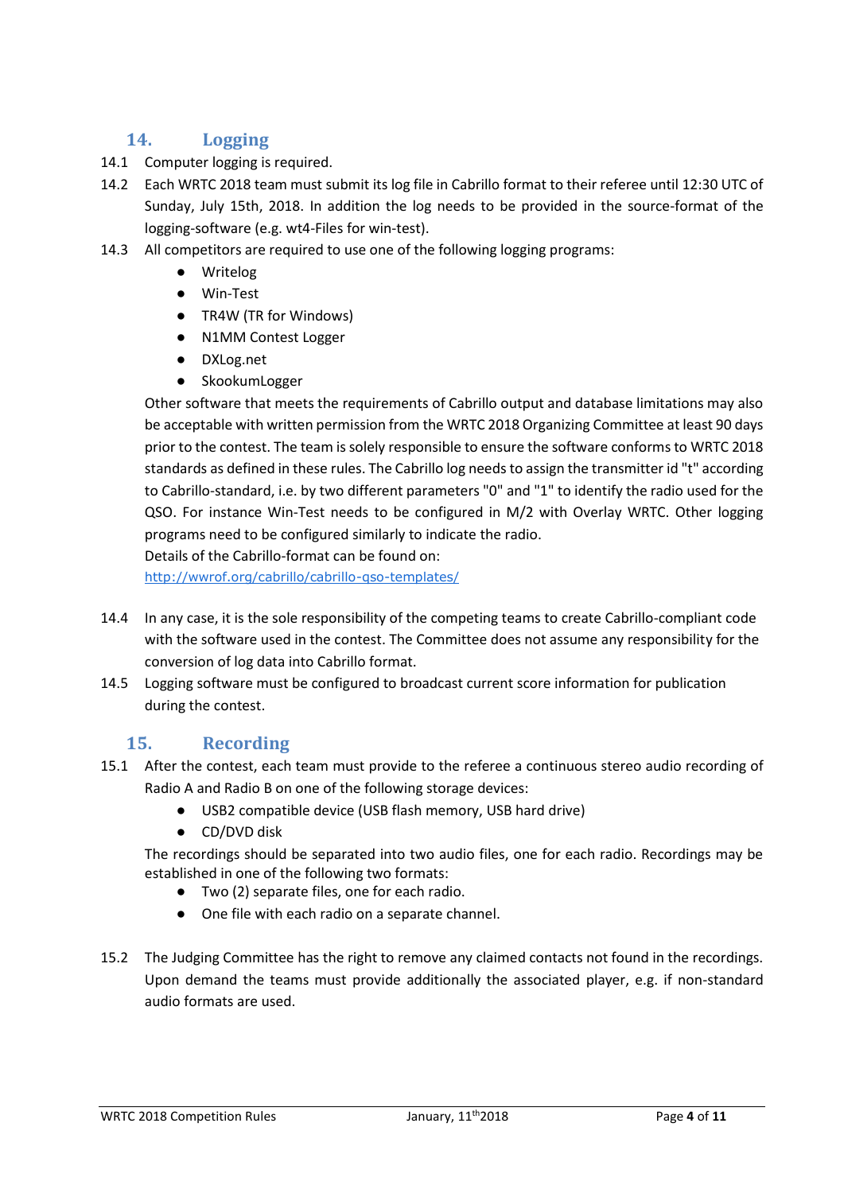## 14. Logging

14.1 Computer logging is required.

14.2 Each WRTC 2018 team must submit its log file in Cabrillo format to their referee until 12:30 UTC of Sunday, July 15th, 2018. In addition the log needs to be provided in the source-format of the logging-software (e.g. wt4-Files for win-test).

14.3 All competitors are required to use one of the following logging programs:

- Writelog
- Win-Test
- TR4W (TR for Windows)
- N1MM Contest Logger
- DXLog.net
- SkookumLogger

Other software that meets the requirements of Cabrillo output and database limitations may also be acceptable with written permission from the WRTC 2018 Organizing Committee at least 90 days prior to the contest. The team is solely responsible to ensure the software conforms to WRTC 2018 standards as defined in these rules. The Cabrillo log needs to assign the transmitter id "t" according to Cabrillo-standard, i.e. by two different parameters "0" and "1" to identify the radio used for the QSO. For instance Win-Test needs to be configured in M/2 with Overlay WRTC. Other logging programs need to be configured similarly to indicate the radio.

Details of the Cabrillo-format can be found on:

http://wwrof.org/cabrillo/cabrillo-qso-templates/

14.4 In any case, it is the sole responsibility of the competing teams to create Cabrillo-compliant code with the software used in the contest. The Committee does not assume any responsibility for the conversion of log data into Cabrillo format.

14.5 Logging software must be configured to broadcast current score information for publication during the contest.

## 15. Recording

15.1 After the contest, each team must provide to the referee a continuous stereo audio recording of Radio A and Radio B on one of the following storage devices:

- USB2 compatible device (USB flash memory, USB hard drive)
- CD/DVD disk

The recordings should be separated into two audio files, one for each radio. Recordings may be established in one of the following two formats:

- Two (2) separate files, one for each radio.
- One file with each radio on a separate channel.

15.2 The Judging Committee has the right to remove any claimed contacts not found in the recordings. Upon demand the teams must provide additionally the associated player, e.g. if non-standard audio formats are used.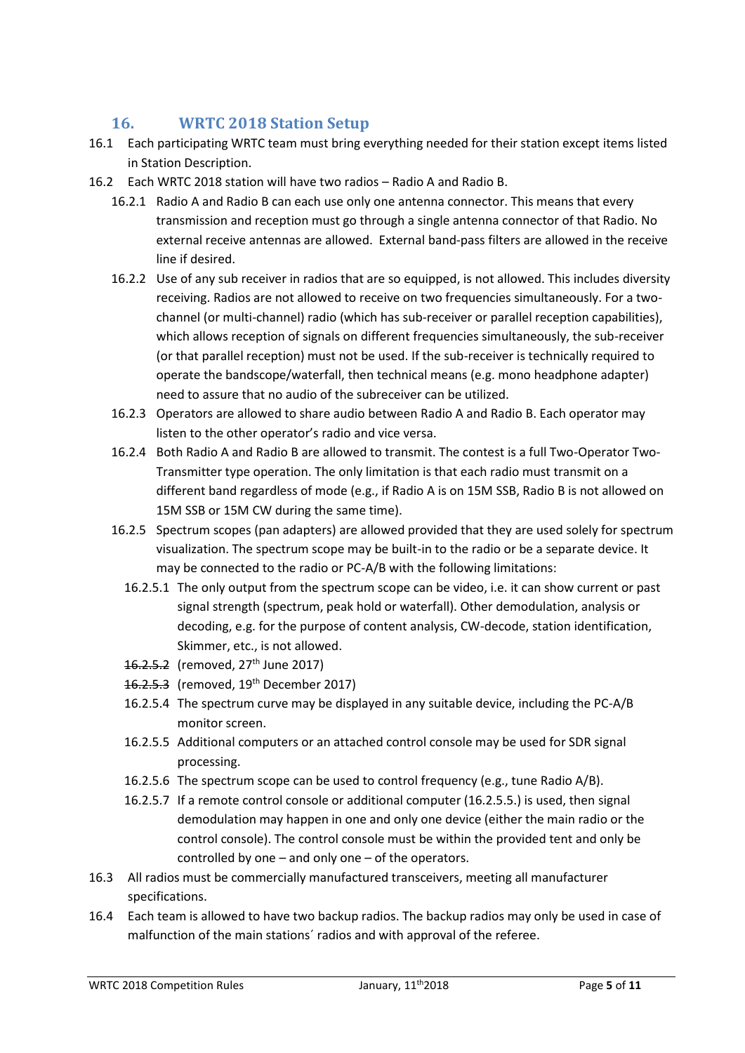## 16. WRTC 2018 Station Setup

16.1 Each participating WRTC team must bring everything needed for their station except items listed in Station Description.

16.2 Each WRTC 2018 station will have two radios – Radio A and Radio B.

16.2.1 Radio A and Radio B can each use only one antenna connector. This means that every transmission and reception must go through a single antenna connector of that Radio. No external receive antennas are allowed. External band-pass filters are allowed in the receive line if desired.

16.2.2 Use of any sub receiver in radios that are so equipped, is not allowed. This includes diversity receiving. Radios are not allowed to receive on two frequencies simultaneously. For a two-channel (or multi-channel) radio (which has sub-receiver or parallel reception capabilities), which allows reception of signals on different frequencies simultaneously, the sub-receiver (or that parallel reception) must not be used. If the sub-receiver is technically required to operate the bandscope/waterfall, then technical means (e.g. mono headphone adapter) need to assure that no audio of the subreceiver can be utilized.

16.2.3 Operators are allowed to share audio between Radio A and Radio B. Each operator may listen to the other operator's radio and vice versa.

16.2.4 Both Radio A and Radio B are allowed to transmit. The contest is a full Two-Operator Two-Transmitter type operation. The only limitation is that each radio must transmit on a different band regardless of mode (e.g., if Radio A is on 15M SSB, Radio B is not allowed on 15M SSB or 15M CW during the same time).

16.2.5 Spectrum scopes (pan adapters) are allowed provided that they are used solely for spectrum visualization. The spectrum scope may be built-in to the radio or be a separate device. It may be connected to the radio or PC-A/B with the following limitations:

16.2.5.1 The only output from the spectrum scope can be video, i.e. it can show current or past signal strength (spectrum, peak hold or waterfall). Other demodulation, analysis or decoding, e.g. for the purpose of content analysis, CW-decode, station identification, Skimmer, etc., is not allowed.

~~16.2.5.2~~ (removed, 27th June 2017)

~~16.2.5.3~~ (removed, 19th December 2017)

16.2.5.4 The spectrum curve may be displayed in any suitable device, including the PC-A/B monitor screen.

16.2.5.5 Additional computers or an attached control console may be used for SDR signal processing.

16.2.5.6 The spectrum scope can be used to control frequency (e.g., tune Radio A/B).

16.2.5.7 If a remote control console or additional computer (16.2.5.5.) is used, then signal demodulation may happen in one and only one device (either the main radio or the control console). The control console must be within the provided tent and only be controlled by one – and only one – of the operators.

16.3 All radios must be commercially manufactured transceivers, meeting all manufacturer specifications.

16.4 Each team is allowed to have two backup radios. The backup radios may only be used in case of malfunction of the main stations´ radios and with approval of the referee.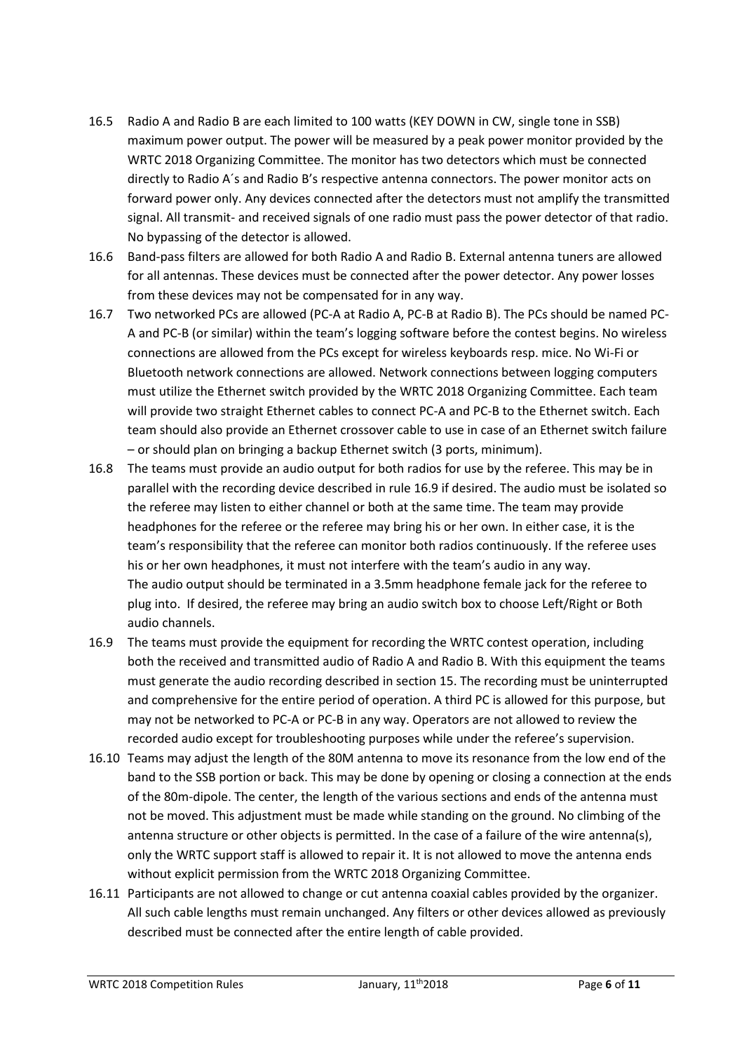16.5 Radio A and Radio B are each limited to 100 watts (KEY DOWN in CW, single tone in SSB) maximum power output. The power will be measured by a peak power monitor provided by the WRTC 2018 Organizing Committee. The monitor has two detectors which must be connected directly to Radio A´s and Radio B's respective antenna connectors. The power monitor acts on forward power only. Any devices connected after the detectors must not amplify the transmitted signal. All transmit- and received signals of one radio must pass the power detector of that radio. No bypassing of the detector is allowed.

16.6 Band-pass filters are allowed for both Radio A and Radio B. External antenna tuners are allowed for all antennas. These devices must be connected after the power detector. Any power losses from these devices may not be compensated for in any way.

16.7 Two networked PCs are allowed (PC-A at Radio A, PC-B at Radio B). The PCs should be named PC-A and PC-B (or similar) within the team's logging software before the contest begins. No wireless connections are allowed from the PCs except for wireless keyboards resp. mice. No Wi-Fi or Bluetooth network connections are allowed. Network connections between logging computers must utilize the Ethernet switch provided by the WRTC 2018 Organizing Committee. Each team will provide two straight Ethernet cables to connect PC-A and PC-B to the Ethernet switch. Each team should also provide an Ethernet crossover cable to use in case of an Ethernet switch failure – or should plan on bringing a backup Ethernet switch (3 ports, minimum).

16.8 The teams must provide an audio output for both radios for use by the referee. This may be in parallel with the recording device described in rule 16.9 if desired. The audio must be isolated so the referee may listen to either channel or both at the same time. The team may provide headphones for the referee or the referee may bring his or her own. In either case, it is the team's responsibility that the referee can monitor both radios continuously. If the referee uses his or her own headphones, it must not interfere with the team's audio in any way.
The audio output should be terminated in a 3.5mm headphone female jack for the referee to plug into. If desired, the referee may bring an audio switch box to choose Left/Right or Both audio channels.

16.9 The teams must provide the equipment for recording the WRTC contest operation, including both the received and transmitted audio of Radio A and Radio B. With this equipment the teams must generate the audio recording described in section 15. The recording must be uninterrupted and comprehensive for the entire period of operation. A third PC is allowed for this purpose, but may not be networked to PC-A or PC-B in any way. Operators are not allowed to review the recorded audio except for troubleshooting purposes while under the referee's supervision.

16.10 Teams may adjust the length of the 80M antenna to move its resonance from the low end of the band to the SSB portion or back. This may be done by opening or closing a connection at the ends of the 80m-dipole. The center, the length of the various sections and ends of the antenna must not be moved. This adjustment must be made while standing on the ground. No climbing of the antenna structure or other objects is permitted. In the case of a failure of the wire antenna(s), only the WRTC support staff is allowed to repair it. It is not allowed to move the antenna ends without explicit permission from the WRTC 2018 Organizing Committee.

16.11 Participants are not allowed to change or cut antenna coaxial cables provided by the organizer. All such cable lengths must remain unchanged. Any filters or other devices allowed as previously described must be connected after the entire length of cable provided.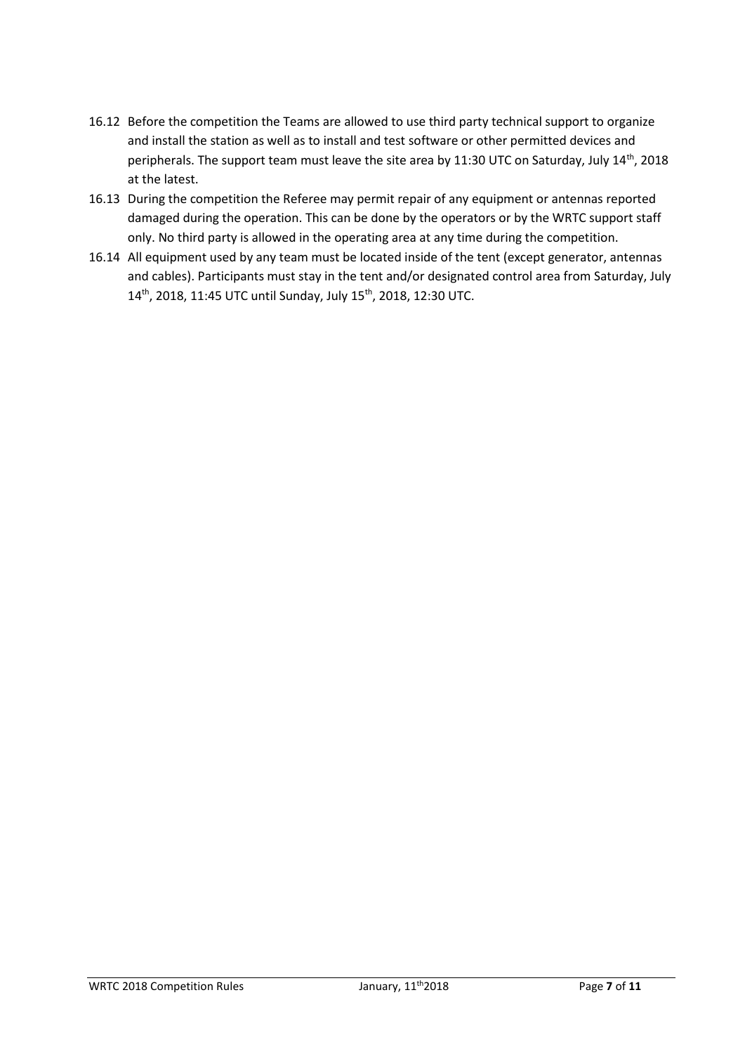16.12 Before the competition the Teams are allowed to use third party technical support to organize and install the station as well as to install and test software or other permitted devices and peripherals. The support team must leave the site area by 11:30 UTC on Saturday, July 14th, 2018 at the latest.

16.13 During the competition the Referee may permit repair of any equipment or antennas reported damaged during the operation. This can be done by the operators or by the WRTC support staff only. No third party is allowed in the operating area at any time during the competition.

16.14 All equipment used by any team must be located inside of the tent (except generator, antennas and cables). Participants must stay in the tent and/or designated control area from Saturday, July 14th, 2018, 11:45 UTC until Sunday, July 15th, 2018, 12:30 UTC.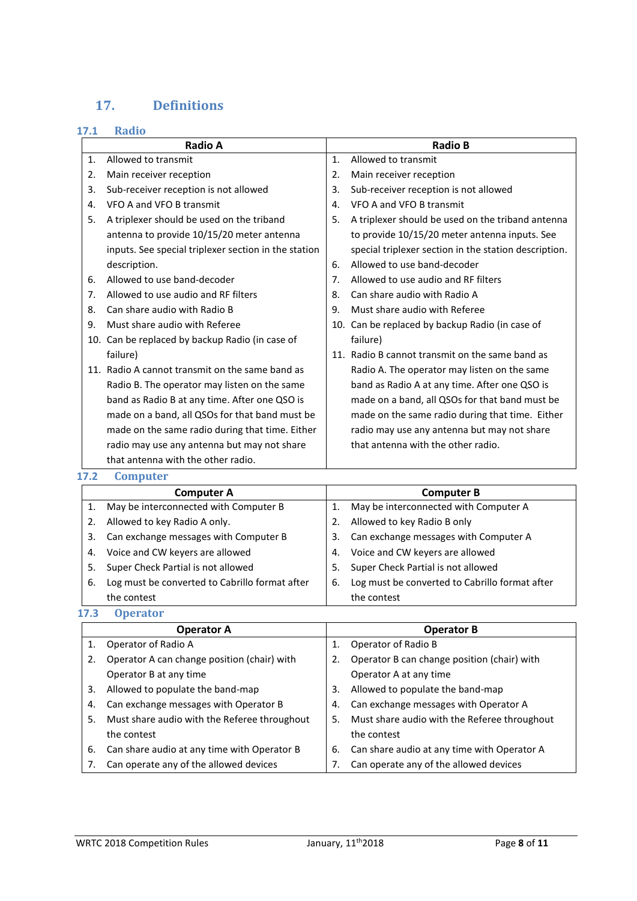## 17. Definitions

### 17.1 Radio

| Radio A | Radio B |
|---|---|
| 1. Allowed to transmit | 1. Allowed to transmit |
| 2. Main receiver reception | 2. Main receiver reception |
| 3. Sub-receiver reception is not allowed | 3. Sub-receiver reception is not allowed |
| 4. VFO A and VFO B transmit | 4. VFO A and VFO B transmit |
| 5. A triplexer should be used on the triband antenna to provide 10/15/20 meter antenna inputs. See special triplexer section in the station description. | 5. A triplexer should be used on the triband antenna to provide 10/15/20 meter antenna inputs. See special triplexer section in the station description. |
| 6. Allowed to use band-decoder | 6. Allowed to use band-decoder |
| 7. Allowed to use audio and RF filters | 7. Allowed to use audio and RF filters |
| 8. Can share audio with Radio B | 8. Can share audio with Radio A |
| 9. Must share audio with Referee | 9. Must share audio with Referee |
| 10. Can be replaced by backup Radio (in case of failure) | 10. Can be replaced by backup Radio (in case of failure) |
| 11. Radio A cannot transmit on the same band as Radio B. The operator may listen on the same band as Radio B at any time. After one QSO is made on a band, all QSOs for that band must be made on the same radio during that time. Either radio may use any antenna but may not share that antenna with the other radio. | 11. Radio B cannot transmit on the same band as Radio A. The operator may listen on the same band as Radio A at any time. After one QSO is made on a band, all QSOs for that band must be made on the same radio during that time. Either radio may use any antenna but may not share that antenna with the other radio. |

### 17.2 Computer

| Computer A | Computer B |
|---|---|
| 1. May be interconnected with Computer B | 1. May be interconnected with Computer A |
| 2. Allowed to key Radio A only. | 2. Allowed to key Radio B only |
| 3. Can exchange messages with Computer B | 3. Can exchange messages with Computer A |
| 4. Voice and CW keyers are allowed | 4. Voice and CW keyers are allowed |
| 5. Super Check Partial is not allowed | 5. Super Check Partial is not allowed |
| 6. Log must be converted to Cabrillo format after the contest | 6. Log must be converted to Cabrillo format after the contest |

### 17.3 Operator

| Operator A | Operator B |
|---|---|
| 1. Operator of Radio A | 1. Operator of Radio B |
| 2. Operator A can change position (chair) with Operator B at any time | 2. Operator B can change position (chair) with Operator A at any time |
| 3. Allowed to populate the band-map | 3. Allowed to populate the band-map |
| 4. Can exchange messages with Operator B | 4. Can exchange messages with Operator A |
| 5. Must share audio with the Referee throughout the contest | 5. Must share audio with the Referee throughout the contest |
| 6. Can share audio at any time with Operator B | 6. Can share audio at any time with Operator A |
| 7. Can operate any of the allowed devices | 7. Can operate any of the allowed devices |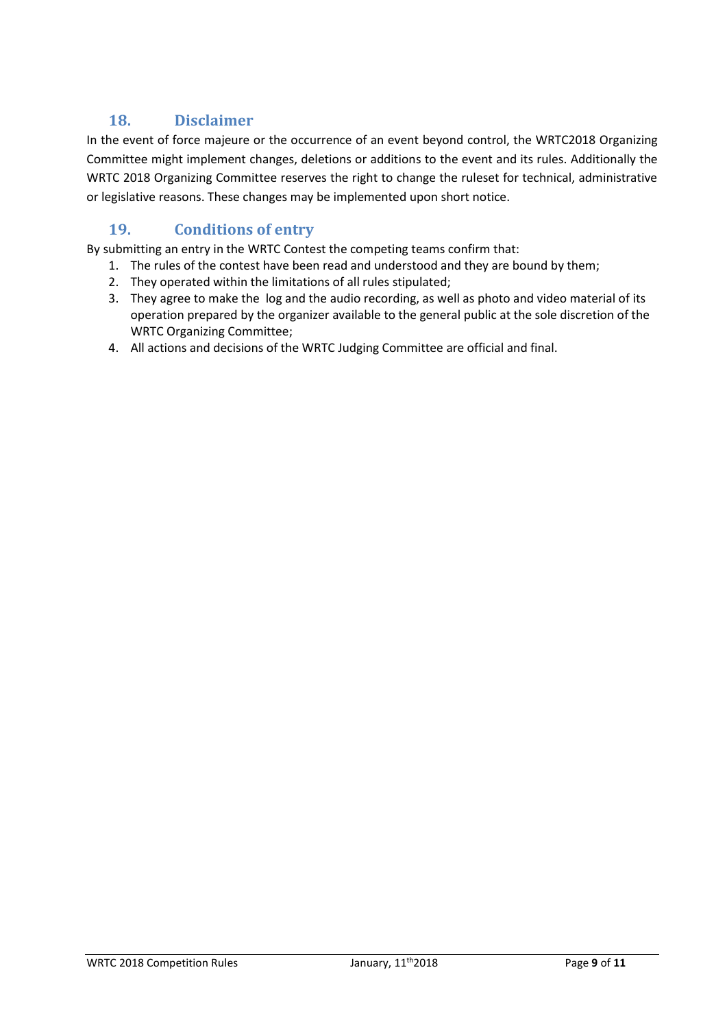## 18. Disclaimer

In the event of force majeure or the occurrence of an event beyond control, the WRTC2018 Organizing Committee might implement changes, deletions or additions to the event and its rules. Additionally the WRTC 2018 Organizing Committee reserves the right to change the ruleset for technical, administrative or legislative reasons. These changes may be implemented upon short notice.

## 19. Conditions of entry

By submitting an entry in the WRTC Contest the competing teams confirm that:

1. The rules of the contest have been read and understood and they are bound by them;
2. They operated within the limitations of all rules stipulated;
3. They agree to make the log and the audio recording, as well as photo and video material of its operation prepared by the organizer available to the general public at the sole discretion of the WRTC Organizing Committee;
4. All actions and decisions of the WRTC Judging Committee are official and final.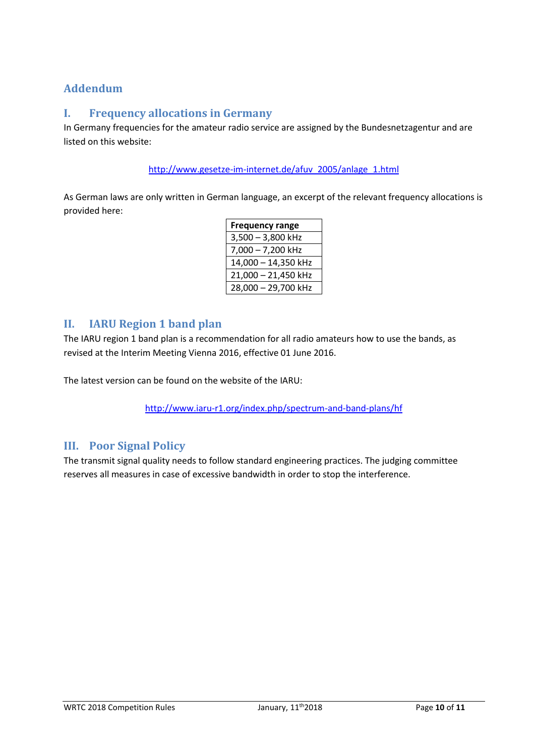# Addendum

## I. Frequency allocations in Germany

In Germany frequencies for the amateur radio service are assigned by the Bundesnetzagentur and are listed on this website:

http://www.gesetze-im-internet.de/afuv_2005/anlage_1.html

As German laws are only written in German language, an excerpt of the relevant frequency allocations is provided here:

| Frequency range |
|---|
| 3,500 – 3,800 kHz |
| 7,000 – 7,200 kHz |
| 14,000 – 14,350 kHz |
| 21,000 – 21,450 kHz |
| 28,000 – 29,700 kHz |

## II. IARU Region 1 band plan

The IARU region 1 band plan is a recommendation for all radio amateurs how to use the bands, as revised at the Interim Meeting Vienna 2016, effective 01 June 2016.

The latest version can be found on the website of the IARU:

http://www.iaru-r1.org/index.php/spectrum-and-band-plans/hf

## III. Poor Signal Policy

The transmit signal quality needs to follow standard engineering practices. The judging committee reserves all measures in case of excessive bandwidth in order to stop the interference.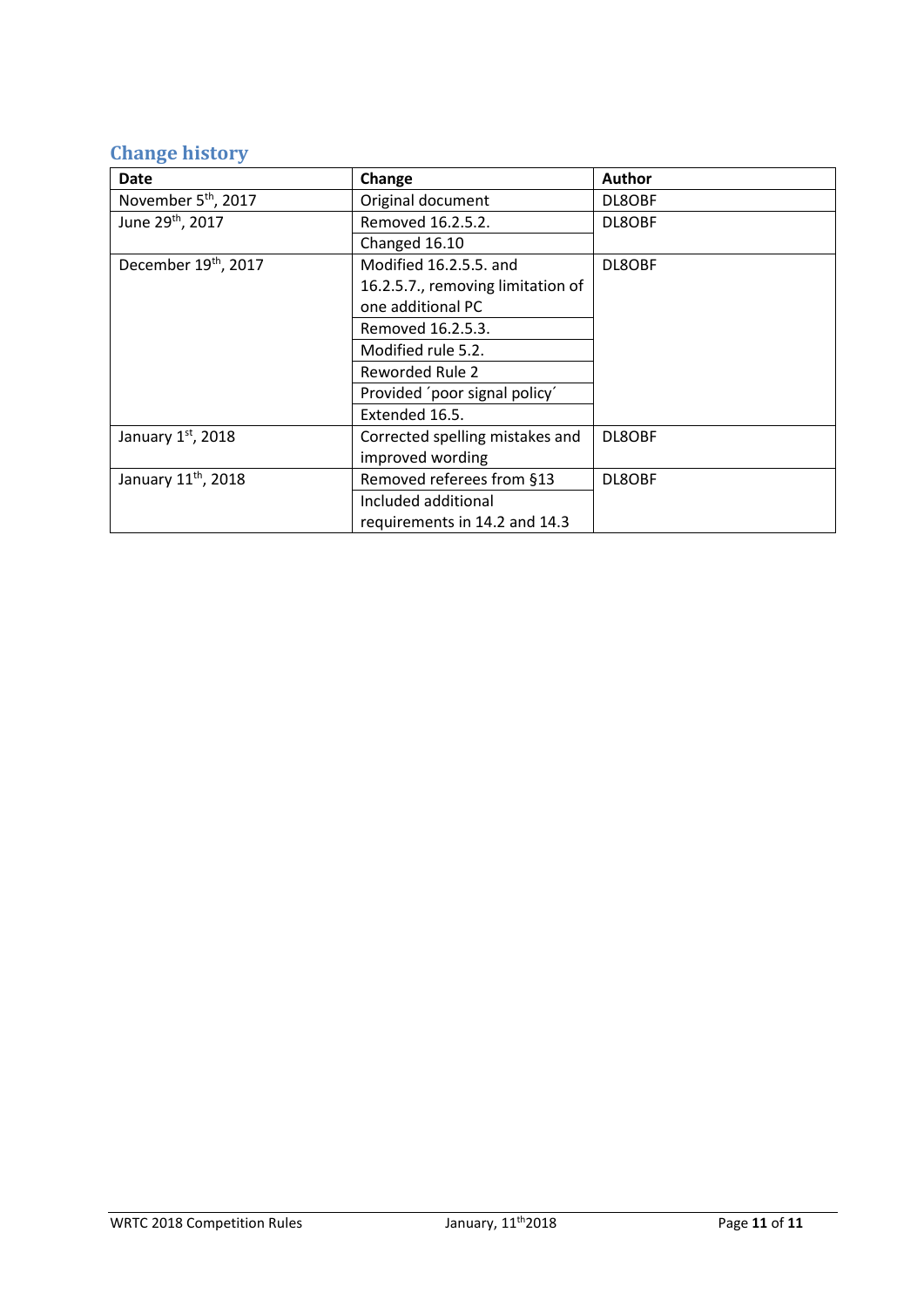## Change history

| Date | Change | Author |
| --- | --- | --- |
| November 5th, 2017 | Original document | DL8OBF |
| June 29th, 2017 | Removed 16.2.5.2. | DL8OBF |
| | Changed 16.10 | |
| December 19th, 2017 | Modified 16.2.5.5. and 16.2.5.7., removing limitation of one additional PC | DL8OBF |
| | Removed 16.2.5.3. | |
| | Modified rule 5.2. | |
| | Reworded Rule 2 | |
| | Provided ´poor signal policy´ | |
| | Extended 16.5. | |
| January 1st, 2018 | Corrected spelling mistakes and improved wording | DL8OBF |
| January 11th, 2018 | Removed referees from §13 | DL8OBF |
| | Included additional requirements in 14.2 and 14.3 | |